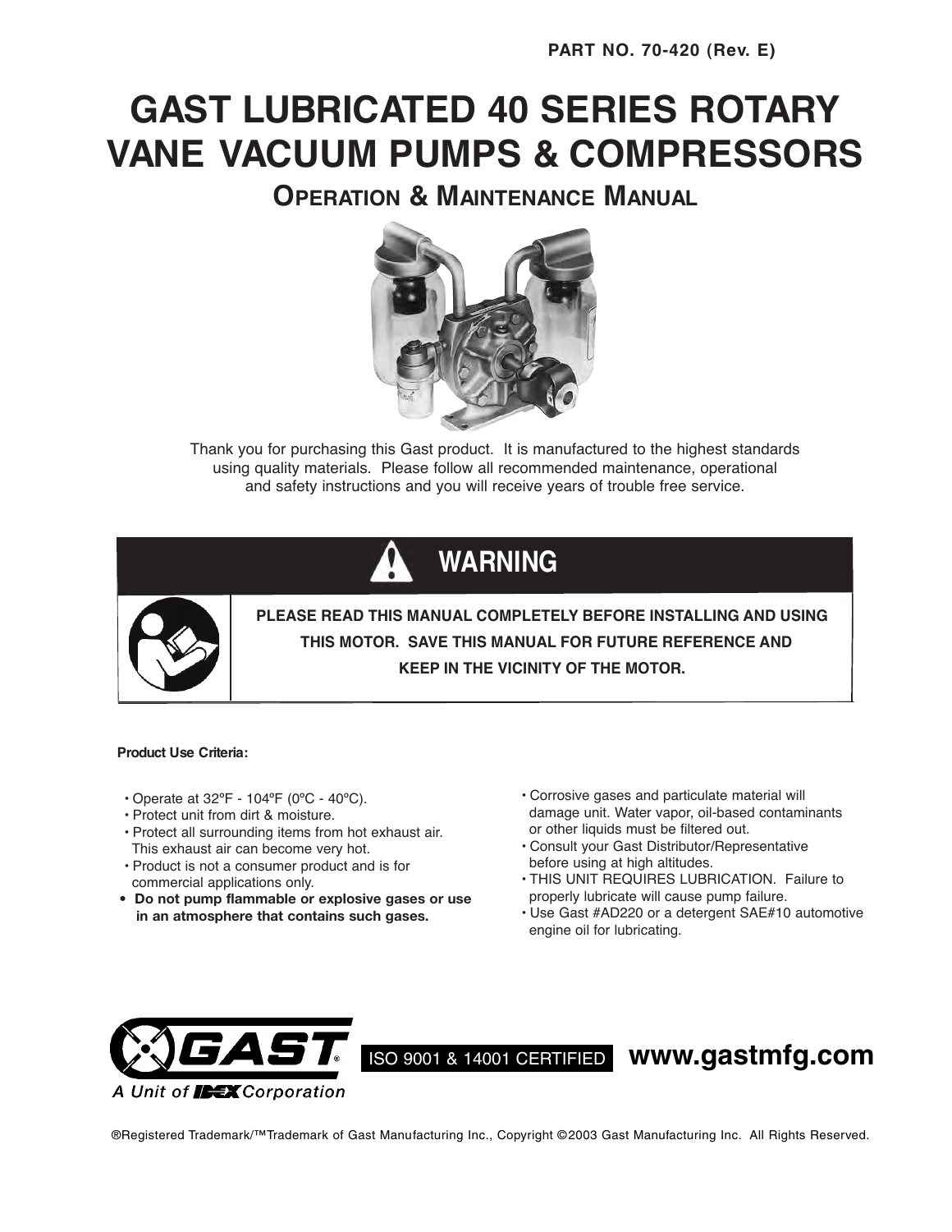PART NO. 70-420 (Rev. E)

# GAST LUBRICATED 40 SERIES ROTARY VANE VACUUM PUMPS & COMPRESSORS

## OPERATION & MAINTENANCE MANUAL

Thank you for purchasing this Gast product. It is manufactured to the highest standards using quality materials. Please follow all recommended maintenance, operational and safety instructions and you will receive years of trouble free service.

## WARNING

**PLEASE READ THIS MANUAL COMPLETELY BEFORE INSTALLING AND USING THIS MOTOR. SAVE THIS MANUAL FOR FUTURE REFERENCE AND KEEP IN THE VICINITY OF THE MOTOR.**

**Product Use Criteria:**

- Operate at 32ºF - 104ºF (0ºC - 40ºC).
- Protect unit from dirt & moisture.
- Protect all surrounding items from hot exhaust air. This exhaust air can become very hot.
- Product is not a consumer product and is for commercial applications only.
- **Do not pump flammable or explosive gases or use in an atmosphere that contains such gases.**
- Corrosive gases and particulate material will damage unit. Water vapor, oil-based contaminants or other liquids must be filtered out.
- Consult your Gast Distributor/Representative before using at high altitudes.
- THIS UNIT REQUIRES LUBRICATION. Failure to properly lubricate will cause pump failure.
- Use Gast #AD220 or a detergent SAE#10 automotive engine oil for lubricating.

GAST® A Unit of IDEX Corporation

ISO 9001 & 14001 CERTIFIED **www.gastmfg.com**

®Registered Trademark/™Trademark of Gast Manufacturing Inc., Copyright ©2003 Gast Manufacturing Inc. All Rights Reserved.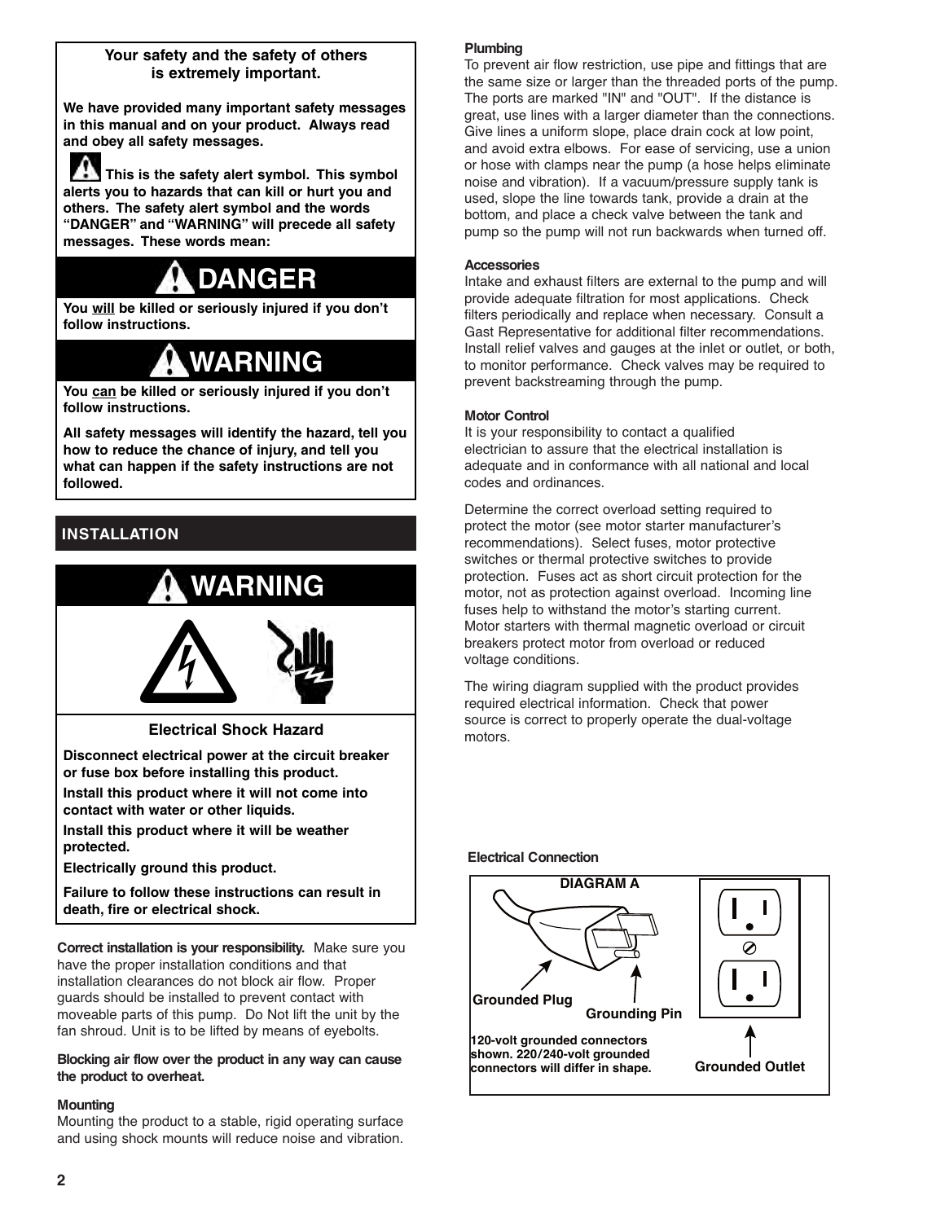**Your safety and the safety of others is extremely important.**

**We have provided many important safety messages in this manual and on your product. Always read and obey all safety messages.**

**This is the safety alert symbol. This symbol alerts you to hazards that can kill or hurt you and others. The safety alert symbol and the words "DANGER" and "WARNING" will precede all safety messages. These words mean:**

## DANGER

**You will be killed or seriously injured if you don't follow instructions.**

## WARNING

**You can be killed or seriously injured if you don't follow instructions.**

**All safety messages will identify the hazard, tell you how to reduce the chance of injury, and tell you what can happen if the safety instructions are not followed.**

## INSTALLATION

## WARNING

**Electrical Shock Hazard**

**Disconnect electrical power at the circuit breaker or fuse box before installing this product.**

**Install this product where it will not come into contact with water or other liquids.**

**Install this product where it will be weather protected.**

**Electrically ground this product.**

**Failure to follow these instructions can result in death, fire or electrical shock.**

**Correct installation is your responsibility.** Make sure you have the proper installation conditions and that installation clearances do not block air flow. Proper guards should be installed to prevent contact with moveable parts of this pump. Do Not lift the unit by the fan shroud. Unit is to be lifted by means of eyebolts.

**Blocking air flow over the product in any way can cause the product to overheat.**

### Mounting

Mounting the product to a stable, rigid operating surface and using shock mounts will reduce noise and vibration.

### Plumbing

To prevent air flow restriction, use pipe and fittings that are the same size or larger than the threaded ports of the pump. The ports are marked "IN" and "OUT". If the distance is great, use lines with a larger diameter than the connections. Give lines a uniform slope, place drain cock at low point, and avoid extra elbows. For ease of servicing, use a union or hose with clamps near the pump (a hose helps eliminate noise and vibration). If a vacuum/pressure supply tank is used, slope the line towards tank, provide a drain at the bottom, and place a check valve between the tank and pump so the pump will not run backwards when turned off.

### Accessories

Intake and exhaust filters are external to the pump and will provide adequate filtration for most applications. Check filters periodically and replace when necessary. Consult a Gast Representative for additional filter recommendations. Install relief valves and gauges at the inlet or outlet, or both, to monitor performance. Check valves may be required to prevent backstreaming through the pump.

### Motor Control

It is your responsibility to contact a qualified electrician to assure that the electrical installation is adequate and in conformance with all national and local codes and ordinances.

Determine the correct overload setting required to protect the motor (see motor starter manufacturer's recommendations). Select fuses, motor protective switches or thermal protective switches to provide protection. Fuses act as short circuit protection for the motor, not as protection against overload. Incoming line fuses help to withstand the motor's starting current. Motor starters with thermal magnetic overload or circuit breakers protect motor from overload or reduced voltage conditions.

The wiring diagram supplied with the product provides required electrical information. Check that power source is correct to properly operate the dual-voltage motors.

### Electrical Connection

**DIAGRAM A**

**Grounded Plug**

**Grounding Pin**

**Grounded Outlet**

**120-volt grounded connectors shown. 220/240-volt grounded connectors will differ in shape.**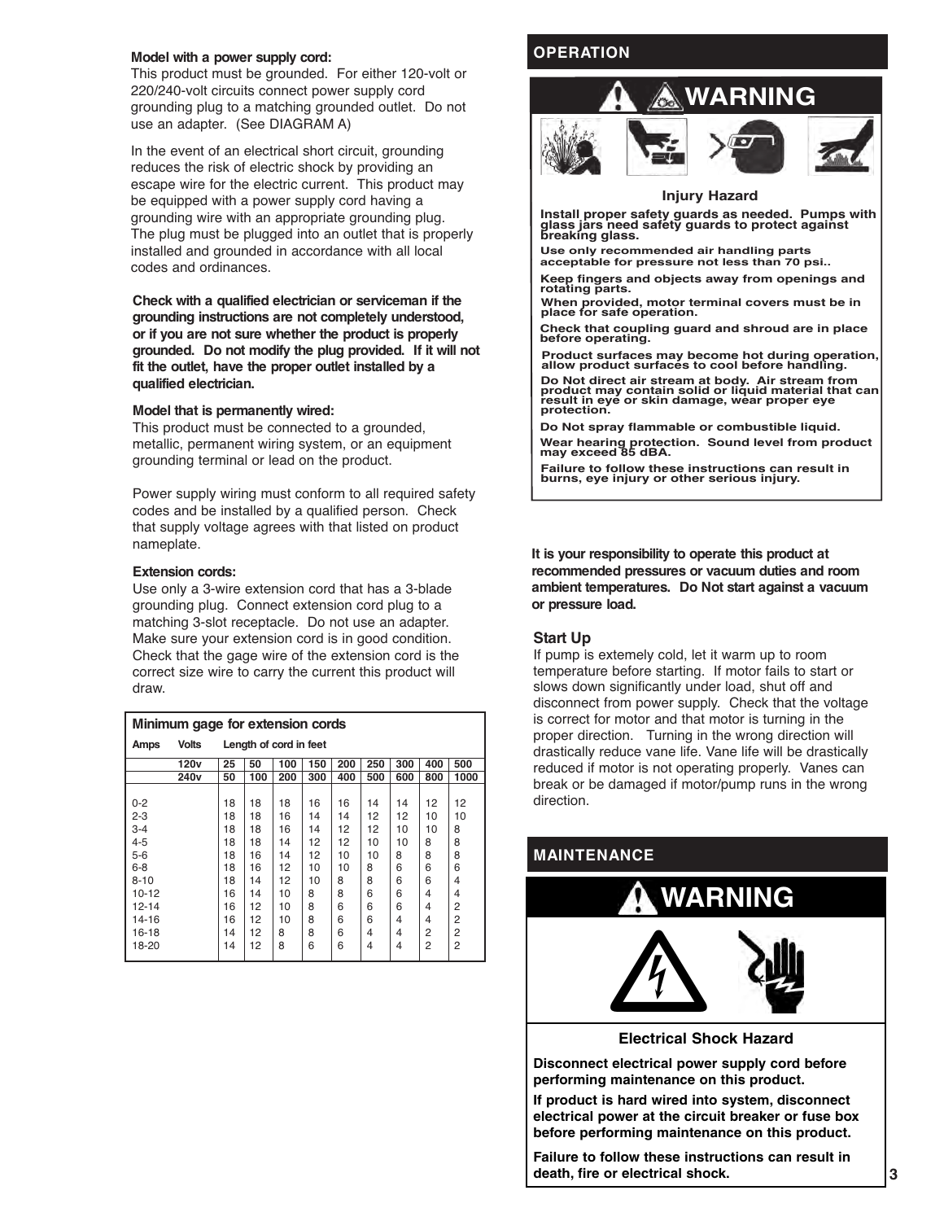**Model with a power supply cord:**
This product must be grounded. For either 120-volt or 220/240-volt circuits connect power supply cord grounding plug to a matching grounded outlet. Do not use an adapter. (See DIAGRAM A)

In the event of an electrical short circuit, grounding reduces the risk of electric shock by providing an escape wire for the electric current. This product may be equipped with a power supply cord having a grounding wire with an appropriate grounding plug. The plug must be plugged into an outlet that is properly installed and grounded in accordance with all local codes and ordinances.

**Check with a qualified electrician or serviceman if the grounding instructions are not completely understood, or if you are not sure whether the product is properly grounded. Do not modify the plug provided. If it will not fit the outlet, have the proper outlet installed by a qualified electrician.**

**Model that is permanently wired:**
This product must be connected to a grounded, metallic, permanent wiring system, or an equipment grounding terminal or lead on the product.

Power supply wiring must conform to all required safety codes and be installed by a qualified person. Check that supply voltage agrees with that listed on product nameplate.

**Extension cords:**
Use only a 3-wire extension cord that has a 3-blade grounding plug. Connect extension cord plug to a matching 3-slot receptacle. Do not use an adapter. Make sure your extension cord is in good condition. Check that the gage wire of the extension cord is the correct size wire to carry the current this product will draw.

**Minimum gage for extension cords**

| Amps | Volts | Length of cord in feet | | | | | | | | |
|---|---|---|---|---|---|---|---|---|---|---|
| | 120v | 25 | 50 | 100 | 150 | 200 | 250 | 300 | 400 | 500 |
| | 240v | 50 | 100 | 200 | 300 | 400 | 500 | 600 | 800 | 1000 |
| 0-2 | | 18 | 18 | 18 | 16 | 16 | 14 | 14 | 12 | 12 |
| 2-3 | | 18 | 18 | 16 | 14 | 14 | 12 | 12 | 10 | 10 |
| 3-4 | | 18 | 18 | 16 | 14 | 12 | 12 | 10 | 10 | 8 |
| 4-5 | | 18 | 18 | 14 | 12 | 12 | 10 | 10 | 8 | 8 |
| 5-6 | | 18 | 16 | 14 | 12 | 10 | 10 | 8 | 8 | 8 |
| 6-8 | | 18 | 16 | 12 | 10 | 10 | 8 | 6 | 6 | 6 |
| 8-10 | | 18 | 14 | 12 | 10 | 8 | 8 | 6 | 6 | 4 |
| 10-12 | | 16 | 14 | 10 | 8 | 8 | 6 | 6 | 4 | 4 |
| 12-14 | | 16 | 12 | 10 | 8 | 6 | 6 | 6 | 4 | 2 |
| 14-16 | | 16 | 12 | 10 | 8 | 6 | 6 | 4 | 4 | 2 |
| 16-18 | | 14 | 12 | 8 | 8 | 6 | 4 | 4 | 2 | 2 |
| 18-20 | | 14 | 12 | 8 | 6 | 6 | 4 | 4 | 2 | 2 |

## OPERATION

**WARNING**

**Injury Hazard**

**Install proper safety guards as needed. Pumps with glass jars need safety guards to protect against breaking glass.**

**Use only recommended air handling parts acceptable for pressure not less than 70 psi..**

**Keep fingers and objects away from openings and rotating parts.**

**When provided, motor terminal covers must be in place for safe operation.**

**Check that coupling guard and shroud are in place before operating.**

**Product surfaces may become hot during operation, allow product surfaces to cool before handling.**

**Do Not direct air stream at body. Air stream from product may contain solid or liquid material that can result in eye or skin damage, wear proper eye protection.**

**Do Not spray flammable or combustible liquid.**

**Wear hearing protection. Sound level from product may exceed 85 dBA.**

**Failure to follow these instructions can result in burns, eye injury or other serious injury.**

**It is your responsibility to operate this product at recommended pressures or vacuum duties and room ambient temperatures. Do Not start against a vacuum or pressure load.**

### Start Up

If pump is extemely cold, let it warm up to room temperature before starting. If motor fails to start or slows down significantly under load, shut off and disconnect from power supply. Check that the voltage is correct for motor and that motor is turning in the proper direction. Turning in the wrong direction will drastically reduce vane life. Vane life will be drastically reduced if motor is not operating properly. Vanes can break or be damaged if motor/pump runs in the wrong direction.

## MAINTENANCE

**WARNING**

**Electrical Shock Hazard**

**Disconnect electrical power supply cord before performing maintenance on this product.**

**If product is hard wired into system, disconnect electrical power at the circuit breaker or fuse box before performing maintenance on this product.**

**Failure to follow these instructions can result in death, fire or electrical shock.**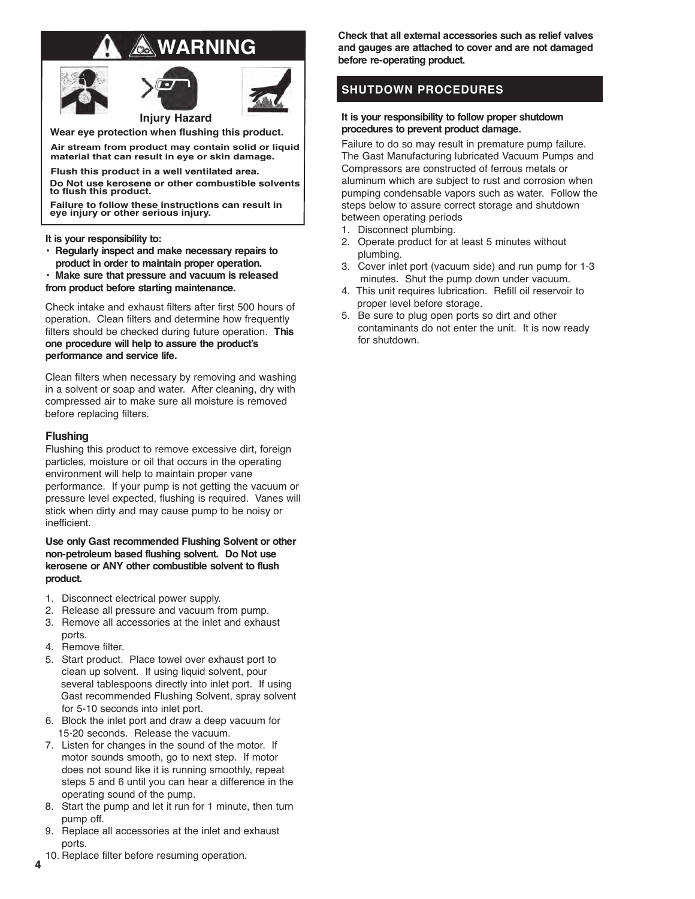## ⚠ WARNING

**Injury Hazard**

**Wear eye protection when flushing this product.**

**Air stream from product may contain solid or liquid material that can result in eye or skin damage.**

**Flush this product in a well ventilated area.**

**Do Not use kerosene or other combustible solvents to flush this product.**

**Failure to follow these instructions can result in eye injury or other serious injury.**

**It is your responsibility to:**

- **Regularly inspect and make necessary repairs to product in order to maintain proper operation.**
- **Make sure that pressure and vacuum is released from product before starting maintenance.**

Check intake and exhaust filters after first 500 hours of operation. Clean filters and determine how frequently filters should be checked during future operation. **This one procedure will help to assure the product's performance and service life.**

Clean filters when necessary by removing and washing in a solvent or soap and water. After cleaning, dry with compressed air to make sure all moisture is removed before replacing filters.

### Flushing

Flushing this product to remove excessive dirt, foreign particles, moisture or oil that occurs in the operating environment will help to maintain proper vane performance. If your pump is not getting the vacuum or pressure level expected, flushing is required. Vanes will stick when dirty and may cause pump to be noisy or inefficient.

**Use only Gast recommended Flushing Solvent or other non-petroleum based flushing solvent. Do Not use kerosene or ANY other combustible solvent to flush product.**

1. Disconnect electrical power supply.
2. Release all pressure and vacuum from pump.
3. Remove all accessories at the inlet and exhaust ports.
4. Remove filter.
5. Start product. Place towel over exhaust port to clean up solvent. If using liquid solvent, pour several tablespoons directly into inlet port. If using Gast recommended Flushing Solvent, spray solvent for 5-10 seconds into inlet port.
6. Block the inlet port and draw a deep vacuum for 15-20 seconds. Release the vacuum.
7. Listen for changes in the sound of the motor. If motor sounds smooth, go to next step. If motor does not sound like it is running smoothly, repeat steps 5 and 6 until you can hear a difference in the operating sound of the pump.
8. Start the pump and let it run for 1 minute, then turn pump off.
9. Replace all accessories at the inlet and exhaust ports.
10. Replace filter before resuming operation.

**Check that all external accessories such as relief valves and gauges are attached to cover and are not damaged before re-operating product.**

## SHUTDOWN PROCEDURES

**It is your responsibility to follow proper shutdown procedures to prevent product damage.**

Failure to do so may result in premature pump failure. The Gast Manufacturing lubricated Vacuum Pumps and Compressors are constructed of ferrous metals or aluminum which are subject to rust and corrosion when pumping condensable vapors such as water. Follow the steps below to assure correct storage and shutdown between operating periods

1. Disconnect plumbing.
2. Operate product for at least 5 minutes without plumbing.
3. Cover inlet port (vacuum side) and run pump for 1-3 minutes. Shut the pump down under vacuum.
4. This unit requires lubrication. Refill oil reservoir to proper level before storage.
5. Be sure to plug open ports so dirt and other contaminants do not enter the unit. It is now ready for shutdown.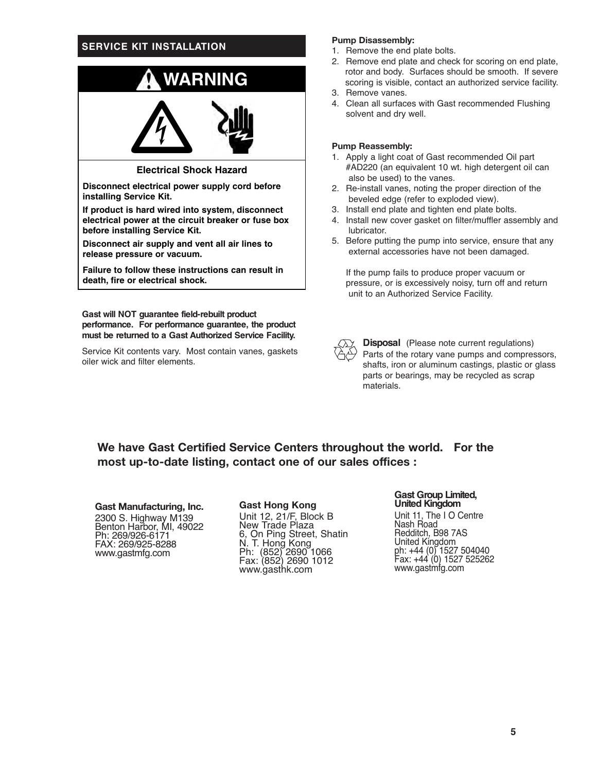## SERVICE KIT INSTALLATION

### ⚠ WARNING

**Electrical Shock Hazard**

**Disconnect electrical power supply cord before installing Service Kit.**

**If product is hard wired into system, disconnect electrical power at the circuit breaker or fuse box before installing Service Kit.**

**Disconnect air supply and vent all air lines to release pressure or vacuum.**

**Failure to follow these instructions can result in death, fire or electrical shock.**

**Gast will NOT guarantee field-rebuilt product performance. For performance guarantee, the product must be returned to a Gast Authorized Service Facility.**

Service Kit contents vary. Most contain vanes, gaskets oiler wick and filter elements.

**Pump Disassembly:**

1. Remove the end plate bolts.
2. Remove end plate and check for scoring on end plate, rotor and body. Surfaces should be smooth. If severe scoring is visible, contact an authorized service facility.
3. Remove vanes.
4. Clean all surfaces with Gast recommended Flushing solvent and dry well.

**Pump Reassembly:**

1. Apply a light coat of Gast recommended Oil part #AD220 (an equivalent 10 wt. high detergent oil can also be used) to the vanes.
2. Re-install vanes, noting the proper direction of the beveled edge (refer to exploded view).
3. Install end plate and tighten end plate bolts.
4. Install new cover gasket on filter/muffler assembly and lubricator.
5. Before putting the pump into service, ensure that any external accessories have not been damaged.

If the pump fails to produce proper vacuum or pressure, or is excessively noisy, turn off and return unit to an Authorized Service Facility.

**Disposal** (Please note current regulations)
Parts of the rotary vane pumps and compressors, shafts, iron or aluminum castings, plastic or glass parts or bearings, may be recycled as scrap materials.

**We have Gast Certified Service Centers throughout the world. For the most up-to-date listing, contact one of our sales offices :**

**Gast Manufacturing, Inc.**
2300 S. Highway M139
Benton Harbor, MI, 49022
Ph: 269/926-6171
FAX: 269/925-8288
www.gastmfg.com

**Gast Hong Kong**
Unit 12, 21/F, Block B
New Trade Plaza
6, On Ping Street, Shatin
N. T. Hong Kong
Ph: (852) 2690 1066
Fax: (852) 2690 1012
www.gasthk.com

**Gast Group Limited, United Kingdom**
Unit 11, The I O Centre
Nash Road
Redditch, B98 7AS
United Kingdom
ph: +44 (0) 1527 504040
Fax: +44 (0) 1527 525262
www.gastmfg.com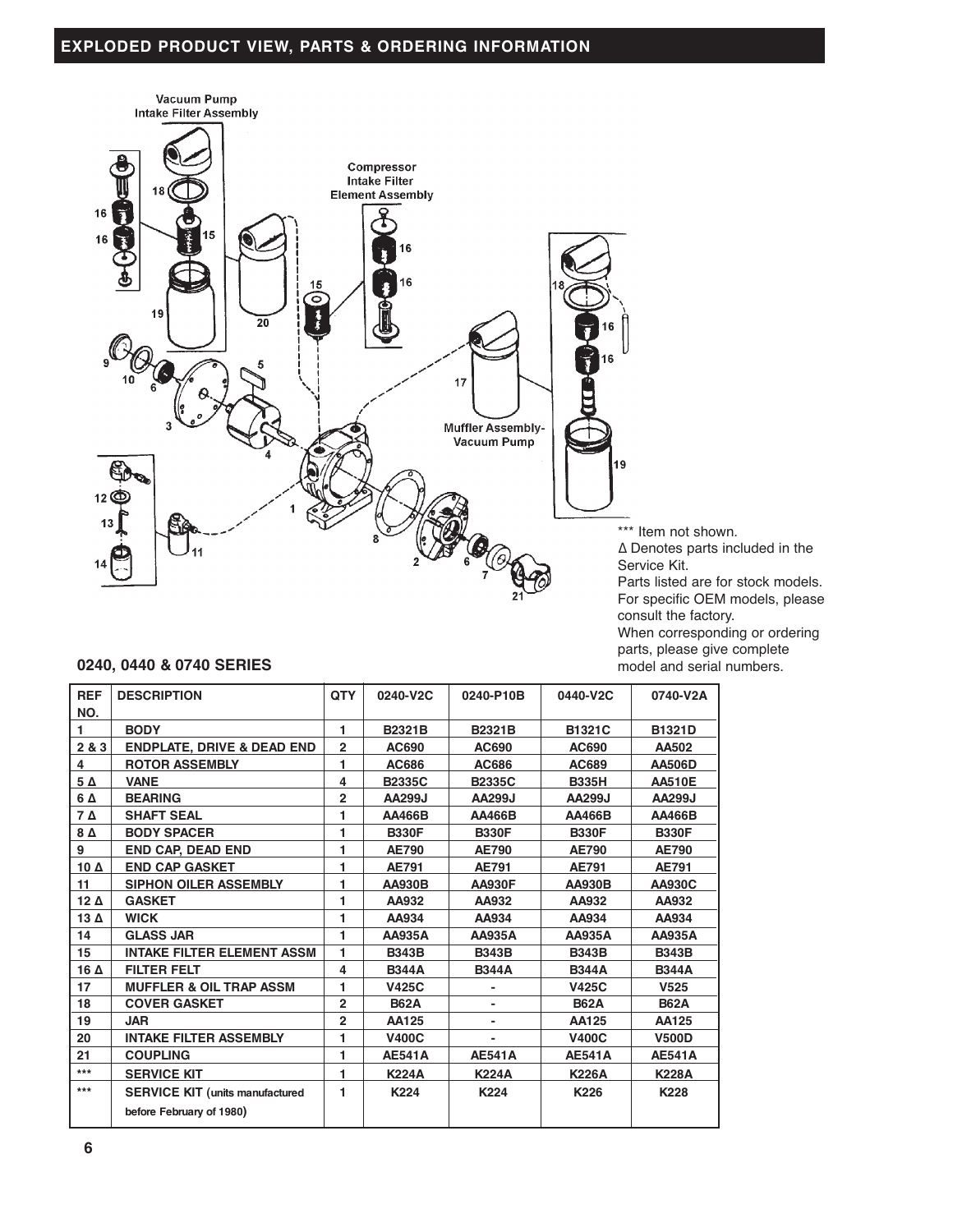## EXPLODED PRODUCT VIEW, PARTS & ORDERING INFORMATION

Vacuum Pump Intake Filter Assembly

Compressor Intake Filter Element Assembly

Muffler Assembly- Vacuum Pump

*** Item not shown.
Δ Denotes parts included in the Service Kit.
Parts listed are for stock models. For specific OEM models, please consult the factory.
When corresponding or ordering parts, please give complete model and serial numbers.

### 0240, 0440 & 0740 SERIES

| REF NO. | DESCRIPTION | QTY | 0240-V2C | 0240-P10B | 0440-V2C | 0740-V2A |
|---|---|---|---|---|---|---|
| 1 | BODY | 1 | B2321B | B2321B | B1321C | B1321D |
| 2 & 3 | ENDPLATE, DRIVE & DEAD END | 2 | AC690 | AC690 | AC690 | AA502 |
| 4 | ROTOR ASSEMBLY | 1 | AC686 | AC686 | AC689 | AA506D |
| 5 Δ | VANE | 4 | B2335C | B2335C | B335H | AA510E |
| 6 Δ | BEARING | 2 | AA299J | AA299J | AA299J | AA299J |
| 7 Δ | SHAFT SEAL | 1 | AA466B | AA466B | AA466B | AA466B |
| 8 Δ | BODY SPACER | 1 | B330F | B330F | B330F | B330F |
| 9 | END CAP, DEAD END | 1 | AE790 | AE790 | AE790 | AE790 |
| 10 Δ | END CAP GASKET | 1 | AE791 | AE791 | AE791 | AE791 |
| 11 | SIPHON OILER ASSEMBLY | 1 | AA930B | AA930F | AA930B | AA930C |
| 12 Δ | GASKET | 1 | AA932 | AA932 | AA932 | AA932 |
| 13 Δ | WICK | 1 | AA934 | AA934 | AA934 | AA934 |
| 14 | GLASS JAR | 1 | AA935A | AA935A | AA935A | AA935A |
| 15 | INTAKE FILTER ELEMENT ASSM | 1 | B343B | B343B | B343B | B343B |
| 16 Δ | FILTER FELT | 4 | B344A | B344A | B344A | B344A |
| 17 | MUFFLER & OIL TRAP ASSM | 1 | V425C | - | V425C | V525 |
| 18 | COVER GASKET | 2 | B62A | - | B62A | B62A |
| 19 | JAR | 2 | AA125 | - | AA125 | AA125 |
| 20 | INTAKE FILTER ASSEMBLY | 1 | V400C | - | V400C | V500D |
| 21 | COUPLING | 1 | AE541A | AE541A | AE541A | AE541A |
| *** | SERVICE KIT | 1 | K224A | K224A | K226A | K228A |
| *** | SERVICE KIT (units manufactured before February of 1980) | 1 | K224 | K224 | K226 | K228 |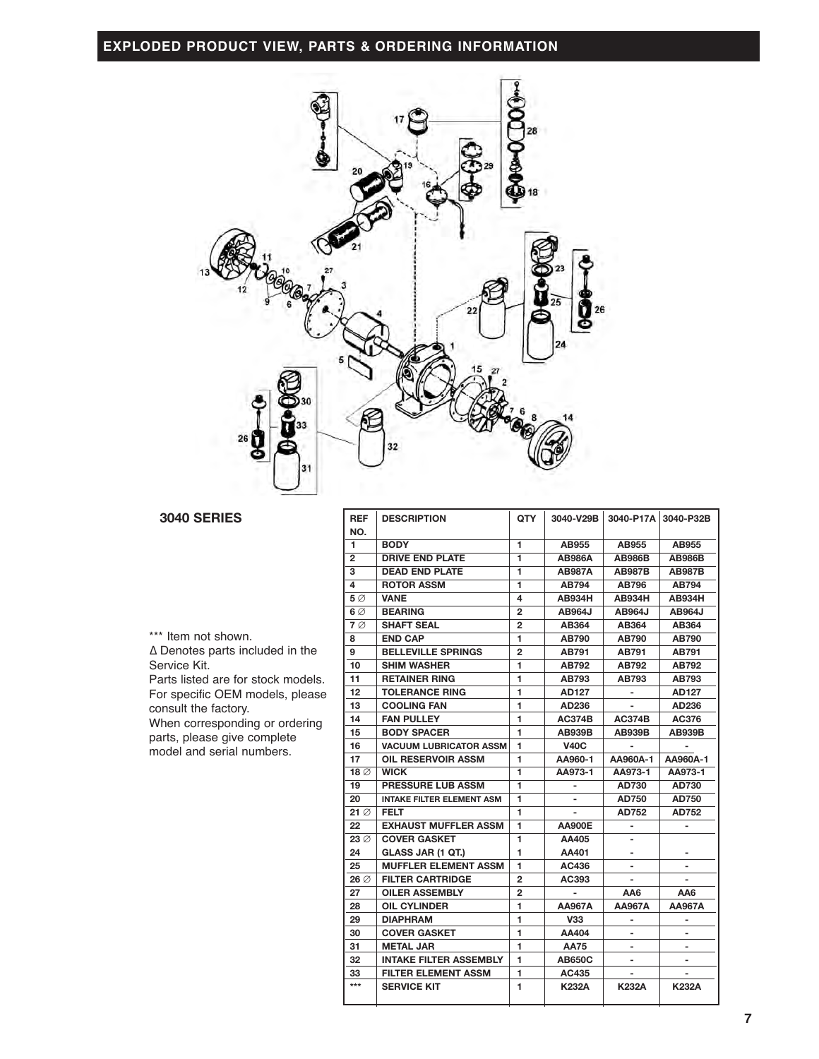## EXPLODED PRODUCT VIEW, PARTS & ORDERING INFORMATION

### 3040 SERIES

*** Item not shown.
Δ Denotes parts included in the Service Kit.
Parts listed are for stock models. For specific OEM models, please consult the factory.
When corresponding or ordering parts, please give complete model and serial numbers.

| REF NO. | DESCRIPTION | QTY | 3040-V29B | 3040-P17A | 3040-P32B |
|---|---|---|---|---|---|
| 1 | BODY | 1 | AB955 | AB955 | AB955 |
| 2 | DRIVE END PLATE | 1 | AB986A | AB986B | AB986B |
| 3 | DEAD END PLATE | 1 | AB987A | AB987B | AB987B |
| 4 | ROTOR ASSM | 1 | AB794 | AB796 | AB794 |
| 5 ∅ | VANE | 4 | AB934H | AB934H | AB934H |
| 6 ∅ | BEARING | 2 | AB964J | AB964J | AB964J |
| 7 ∅ | SHAFT SEAL | 2 | AB364 | AB364 | AB364 |
| 8 | END CAP | 1 | AB790 | AB790 | AB790 |
| 9 | BELLEVILLE SPRINGS | 2 | AB791 | AB791 | AB791 |
| 10 | SHIM WASHER | 1 | AB792 | AB792 | AB792 |
| 11 | RETAINER RING | 1 | AB793 | AB793 | AB793 |
| 12 | TOLERANCE RING | 1 | AD127 | - | AD127 |
| 13 | COOLING FAN | 1 | AD236 | - | AD236 |
| 14 | FAN PULLEY | 1 | AC374B | AC374B | AC376 |
| 15 | BODY SPACER | 1 | AB939B | AB939B | AB939B |
| 16 | VACUUM LUBRICATOR ASSM | 1 | V40C | - | - |
| 17 | OIL RESERVOIR ASSM | 1 | AA960-1 | AA960A-1 | AA960A-1 |
| 18 ∅ | WICK | 1 | AA973-1 | AA973-1 | AA973-1 |
| 19 | PRESSURE LUB ASSM | 1 | - | AD730 | AD730 |
| 20 | INTAKE FILTER ELEMENT ASM | 1 | - | AD750 | AD750 |
| 21 ∅ | FELT | 1 | - | AD752 | AD752 |
| 22 | EXHAUST MUFFLER ASSM | 1 | AA900E | - | - |
| 23 ∅ | COVER GASKET | 1 | AA405 | - | |
| 24 | GLASS JAR (1 QT.) | 1 | AA401 | - | - |
| 25 | MUFFLER ELEMENT ASSM | 1 | AC436 | - | - |
| 26 ∅ | FILTER CARTRIDGE | 2 | AC393 | - | - |
| 27 | OILER ASSEMBLY | 2 | - | AA6 | AA6 |
| 28 | OIL CYLINDER | 1 | AA967A | AA967A | AA967A |
| 29 | DIAPHRAM | 1 | V33 | - | - |
| 30 | COVER GASKET | 1 | AA404 | - | - |
| 31 | METAL JAR | 1 | AA75 | - | - |
| 32 | INTAKE FILTER ASSEMBLY | 1 | AB650C | - | - |
| 33 | FILTER ELEMENT ASSM | 1 | AC435 | - | - |
| *** | SERVICE KIT | 1 | K232A | K232A | K232A |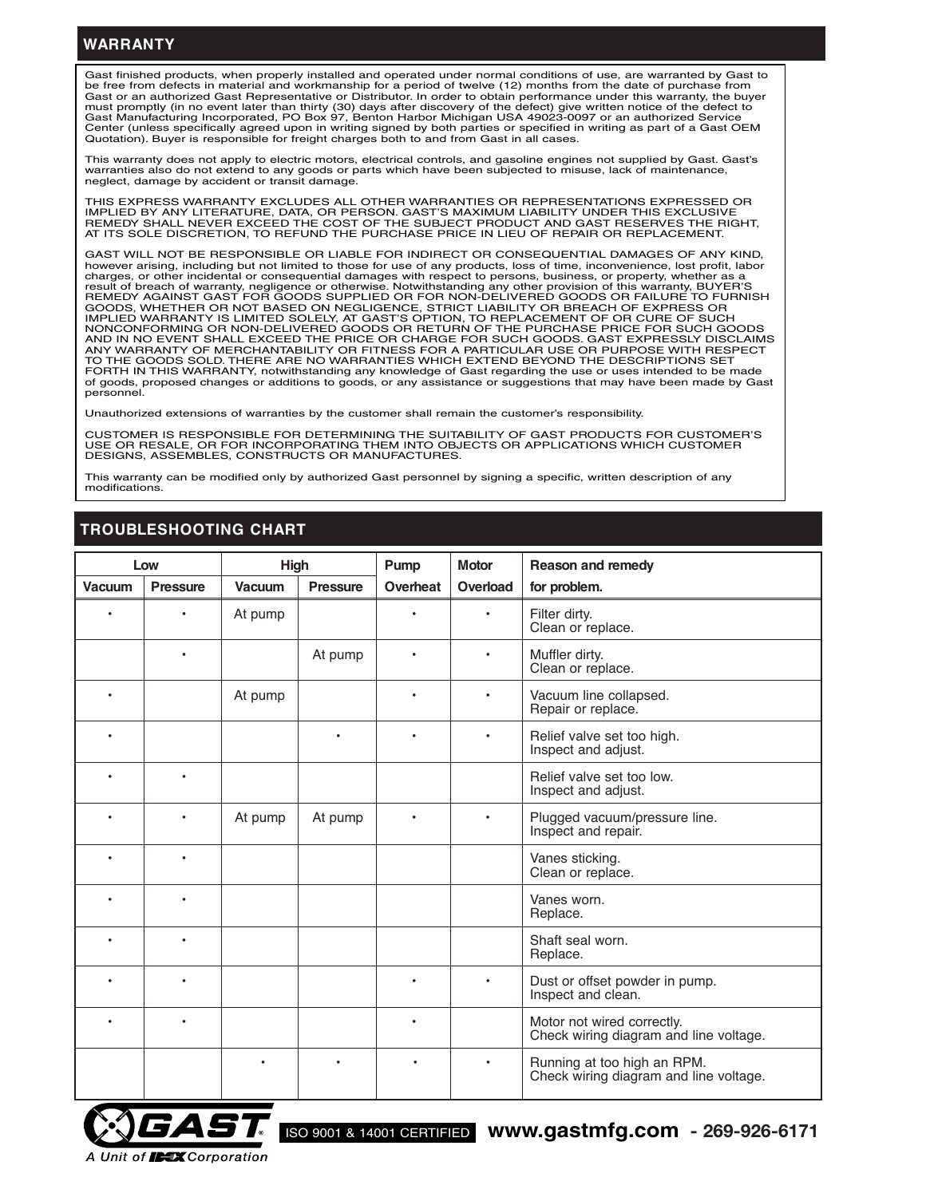## WARRANTY

Gast finished products, when properly installed and operated under normal conditions of use, are warranted by Gast to be free from defects in material and workmanship for a period of twelve (12) months from the date of purchase from Gast or an authorized Gast Representative or Distributor. In order to obtain performance under this warranty, the buyer must promptly (in no event later than thirty (30) days after discovery of the defect) give written notice of the defect to Gast Manufacturing Incorporated, PO Box 97, Benton Harbor Michigan USA 49023-0097 or an authorized Service Center (unless specifically agreed upon in writing signed by both parties or specified in writing as part of a Gast OEM Quotation). Buyer is responsible for freight charges both to and from Gast in all cases.

This warranty does not apply to electric motors, electrical controls, and gasoline engines not supplied by Gast. Gast's warranties also do not extend to any goods or parts which have been subjected to misuse, lack of maintenance, neglect, damage by accident or transit damage.

THIS EXPRESS WARRANTY EXCLUDES ALL OTHER WARRANTIES OR REPRESENTATIONS EXPRESSED OR IMPLIED BY ANY LITERATURE, DATA, OR PERSON. GAST'S MAXIMUM LIABILITY UNDER THIS EXCLUSIVE REMEDY SHALL NEVER EXCEED THE COST OF THE SUBJECT PRODUCT AND GAST RESERVES THE RIGHT, AT ITS SOLE DISCRETION, TO REFUND THE PURCHASE PRICE IN LIEU OF REPAIR OR REPLACEMENT.

GAST WILL NOT BE RESPONSIBLE OR LIABLE FOR INDIRECT OR CONSEQUENTIAL DAMAGES OF ANY KIND, however arising, including but not limited to those for use of any products, loss of time, inconvenience, lost profit, labor charges, or other incidental or consequential damages with respect to persons, business, or property, whether as a result of breach of warranty, negligence or otherwise. Notwithstanding any other provision of this warranty, BUYER'S REMEDY AGAINST GAST FOR GOODS SUPPLIED OR FOR NON-DELIVERED GOODS OR FAILURE TO FURNISH GOODS, WHETHER OR NOT BASED ON NEGLIGENCE, STRICT LIABILITY OR BREACH OF EXPRESS OR IMPLIED WARRANTY IS LIMITED SOLELY, AT GAST'S OPTION, TO REPLACEMENT OF OR CURE OF SUCH NONCONFORMING OR NON-DELIVERED GOODS OR RETURN OF THE PURCHASE PRICE FOR SUCH GOODS AND IN NO EVENT SHALL EXCEED THE PRICE OR CHARGE FOR SUCH GOODS. GAST EXPRESSLY DISCLAIMS ANY WARRANTY OF MERCHANTABILITY OR FITNESS FOR A PARTICULAR USE OR PURPOSE WITH RESPECT TO THE GOODS SOLD. THERE ARE NO WARRANTIES WHICH EXTEND BEYOND THE DESCRIPTIONS SET FORTH IN THIS WARRANTY, notwithstanding any knowledge of Gast regarding the use or uses intended to be made of goods, proposed changes or additions to goods, or any assistance or suggestions that may have been made by Gast personnel.

Unauthorized extensions of warranties by the customer shall remain the customer's responsibility.

CUSTOMER IS RESPONSIBLE FOR DETERMINING THE SUITABILITY OF GAST PRODUCTS FOR CUSTOMER'S USE OR RESALE, OR FOR INCORPORATING THEM INTO OBJECTS OR APPLICATIONS WHICH CUSTOMER DESIGNS, ASSEMBLES, CONSTRUCTS OR MANUFACTURES.

This warranty can be modified only by authorized Gast personnel by signing a specific, written description of any modifications.

## TROUBLESHOOTING CHART

| Low | | High | | Pump | Motor | Reason and remedy |
|---|---|---|---|---|---|---|
| Vacuum | Pressure | Vacuum | Pressure | Overheat | Overload | for problem. |
| • | • | At pump | | • | • | Filter dirty. Clean or replace. |
| | • | | At pump | • | • | Muffler dirty. Clean or replace. |
| • | | At pump | | • | • | Vacuum line collapsed. Repair or replace. |
| • | | | • | • | • | Relief valve set too high. Inspect and adjust. |
| • | • | | | | | Relief valve set too low. Inspect and adjust. |
| • | • | At pump | At pump | • | • | Plugged vacuum/pressure line. Inspect and repair. |
| • | • | | | | | Vanes sticking. Clean or replace. |
| • | • | | | | | Vanes worn. Replace. |
| • | • | | | | | Shaft seal worn. Replace. |
| • | • | | | • | • | Dust or offset powder in pump. Inspect and clean. |
| • | • | | | • | | Motor not wired correctly. Check wiring diagram and line voltage. |
| | | • | • | • | • | Running at too high an RPM. Check wiring diagram and line voltage. |

GAST® A Unit of IDEX Corporation

ISO 9001 & 14001 CERTIFIED **www.gastmfg.com - 269-926-6171**